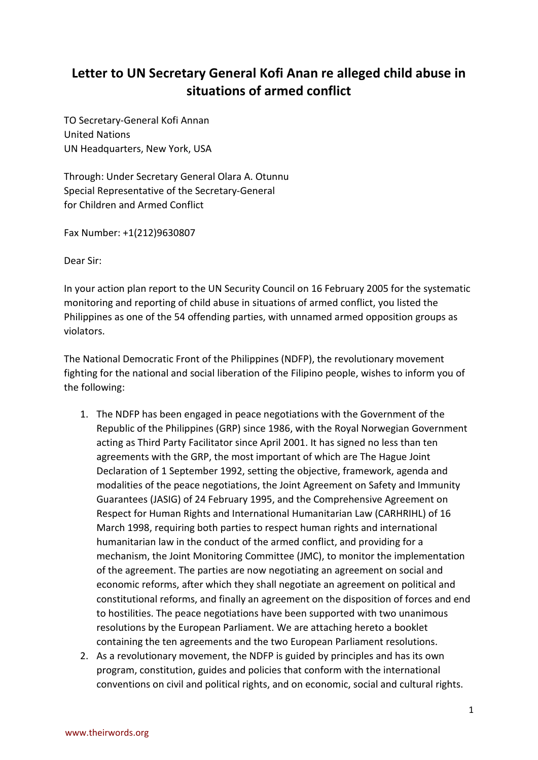# Letter to UN Secretary General Kofi Anan re alleged child abuse in situations of armed conflict

TO Secretary-General Kofi Annan
United Nations
UN Headquarters, New York, USA

Through: Under Secretary General Olara A. Otunnu
Special Representative of the Secretary-General
for Children and Armed Conflict

Fax Number: +1(212)9630807

Dear Sir:

In your action plan report to the UN Security Council on 16 February 2005 for the systematic monitoring and reporting of child abuse in situations of armed conflict, you listed the Philippines as one of the 54 offending parties, with unnamed armed opposition groups as violators.

The National Democratic Front of the Philippines (NDFP), the revolutionary movement fighting for the national and social liberation of the Filipino people, wishes to inform you of the following:

1. The NDFP has been engaged in peace negotiations with the Government of the Republic of the Philippines (GRP) since 1986, with the Royal Norwegian Government acting as Third Party Facilitator since April 2001. It has signed no less than ten agreements with the GRP, the most important of which are The Hague Joint Declaration of 1 September 1992, setting the objective, framework, agenda and modalities of the peace negotiations, the Joint Agreement on Safety and Immunity Guarantees (JASIG) of 24 February 1995, and the Comprehensive Agreement on Respect for Human Rights and International Humanitarian Law (CARHRIHL) of 16 March 1998, requiring both parties to respect human rights and international humanitarian law in the conduct of the armed conflict, and providing for a mechanism, the Joint Monitoring Committee (JMC), to monitor the implementation of the agreement. The parties are now negotiating an agreement on social and economic reforms, after which they shall negotiate an agreement on political and constitutional reforms, and finally an agreement on the disposition of forces and end to hostilities. The peace negotiations have been supported with two unanimous resolutions by the European Parliament. We are attaching hereto a booklet containing the ten agreements and the two European Parliament resolutions.
2. As a revolutionary movement, the NDFP is guided by principles and has its own program, constitution, guides and policies that conform with the international conventions on civil and political rights, and on economic, social and cultural rights.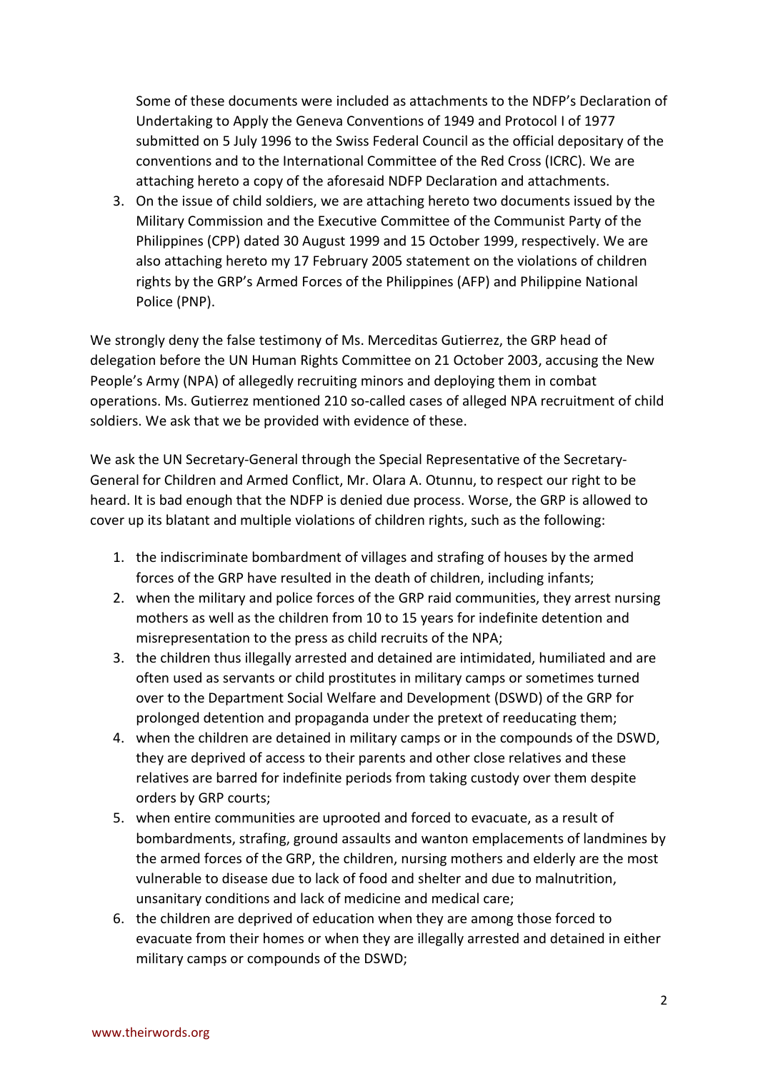Some of these documents were included as attachments to the NDFP's Declaration of Undertaking to Apply the Geneva Conventions of 1949 and Protocol I of 1977 submitted on 5 July 1996 to the Swiss Federal Council as the official depositary of the conventions and to the International Committee of the Red Cross (ICRC). We are attaching hereto a copy of the aforesaid NDFP Declaration and attachments.

3. On the issue of child soldiers, we are attaching hereto two documents issued by the Military Commission and the Executive Committee of the Communist Party of the Philippines (CPP) dated 30 August 1999 and 15 October 1999, respectively. We are also attaching hereto my 17 February 2005 statement on the violations of children rights by the GRP's Armed Forces of the Philippines (AFP) and Philippine National Police (PNP).

We strongly deny the false testimony of Ms. Merceditas Gutierrez, the GRP head of delegation before the UN Human Rights Committee on 21 October 2003, accusing the New People's Army (NPA) of allegedly recruiting minors and deploying them in combat operations. Ms. Gutierrez mentioned 210 so-called cases of alleged NPA recruitment of child soldiers. We ask that we be provided with evidence of these.

We ask the UN Secretary-General through the Special Representative of the Secretary-General for Children and Armed Conflict, Mr. Olara A. Otunnu, to respect our right to be heard. It is bad enough that the NDFP is denied due process. Worse, the GRP is allowed to cover up its blatant and multiple violations of children rights, such as the following:

1. the indiscriminate bombardment of villages and strafing of houses by the armed forces of the GRP have resulted in the death of children, including infants;
2. when the military and police forces of the GRP raid communities, they arrest nursing mothers as well as the children from 10 to 15 years for indefinite detention and misrepresentation to the press as child recruits of the NPA;
3. the children thus illegally arrested and detained are intimidated, humiliated and are often used as servants or child prostitutes in military camps or sometimes turned over to the Department Social Welfare and Development (DSWD) of the GRP for prolonged detention and propaganda under the pretext of reeducating them;
4. when the children are detained in military camps or in the compounds of the DSWD, they are deprived of access to their parents and other close relatives and these relatives are barred for indefinite periods from taking custody over them despite orders by GRP courts;
5. when entire communities are uprooted and forced to evacuate, as a result of bombardments, strafing, ground assaults and wanton emplacements of landmines by the armed forces of the GRP, the children, nursing mothers and elderly are the most vulnerable to disease due to lack of food and shelter and due to malnutrition, unsanitary conditions and lack of medicine and medical care;
6. the children are deprived of education when they are among those forced to evacuate from their homes or when they are illegally arrested and detained in either military camps or compounds of the DSWD;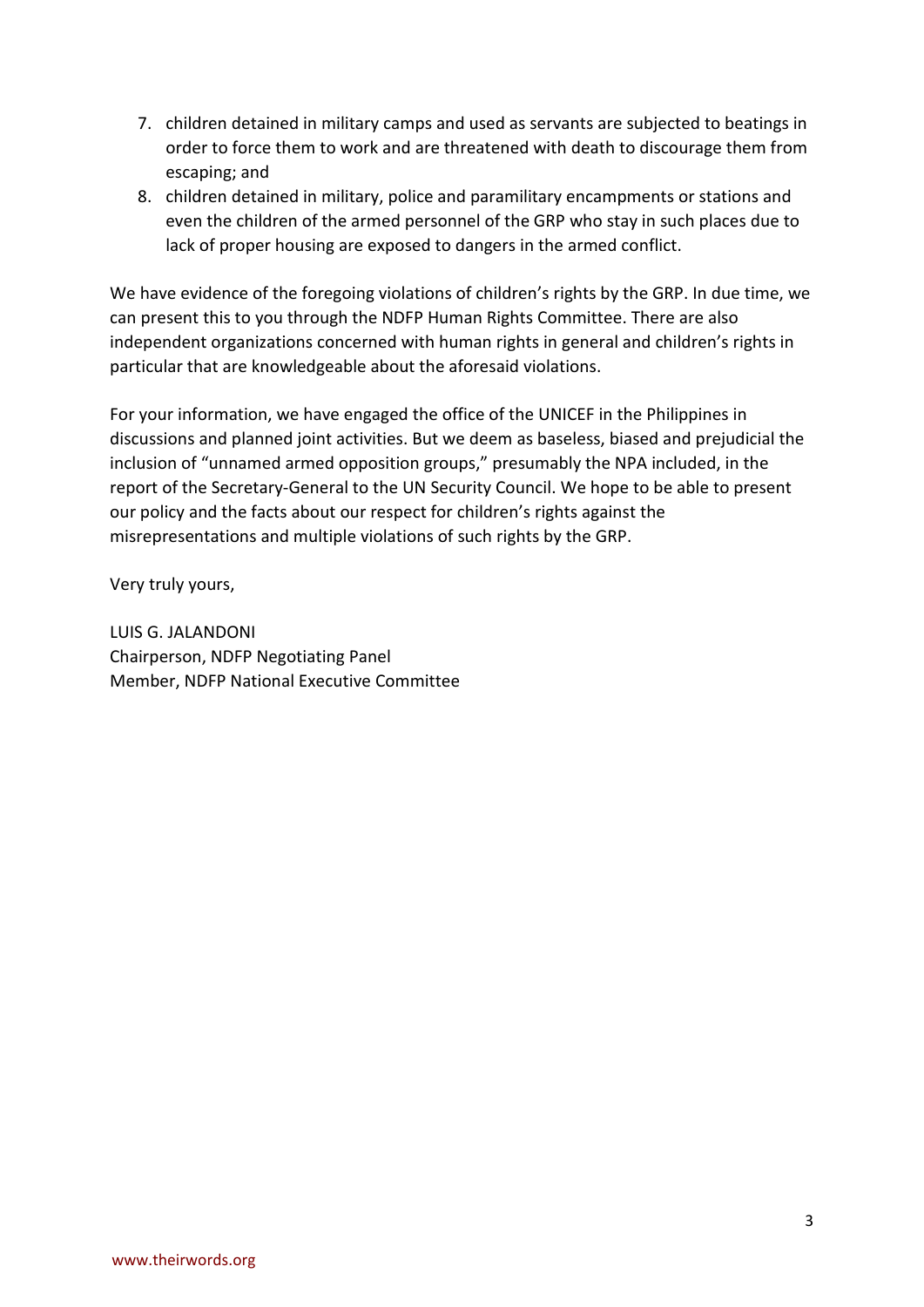7. children detained in military camps and used as servants are subjected to beatings in order to force them to work and are threatened with death to discourage them from escaping; and
8. children detained in military, police and paramilitary encampments or stations and even the children of the armed personnel of the GRP who stay in such places due to lack of proper housing are exposed to dangers in the armed conflict.

We have evidence of the foregoing violations of children's rights by the GRP. In due time, we can present this to you through the NDFP Human Rights Committee. There are also independent organizations concerned with human rights in general and children's rights in particular that are knowledgeable about the aforesaid violations.

For your information, we have engaged the office of the UNICEF in the Philippines in discussions and planned joint activities. But we deem as baseless, biased and prejudicial the inclusion of "unnamed armed opposition groups," presumably the NPA included, in the report of the Secretary-General to the UN Security Council. We hope to be able to present our policy and the facts about our respect for children's rights against the misrepresentations and multiple violations of such rights by the GRP.

Very truly yours,

LUIS G. JALANDONI
Chairperson, NDFP Negotiating Panel
Member, NDFP National Executive Committee